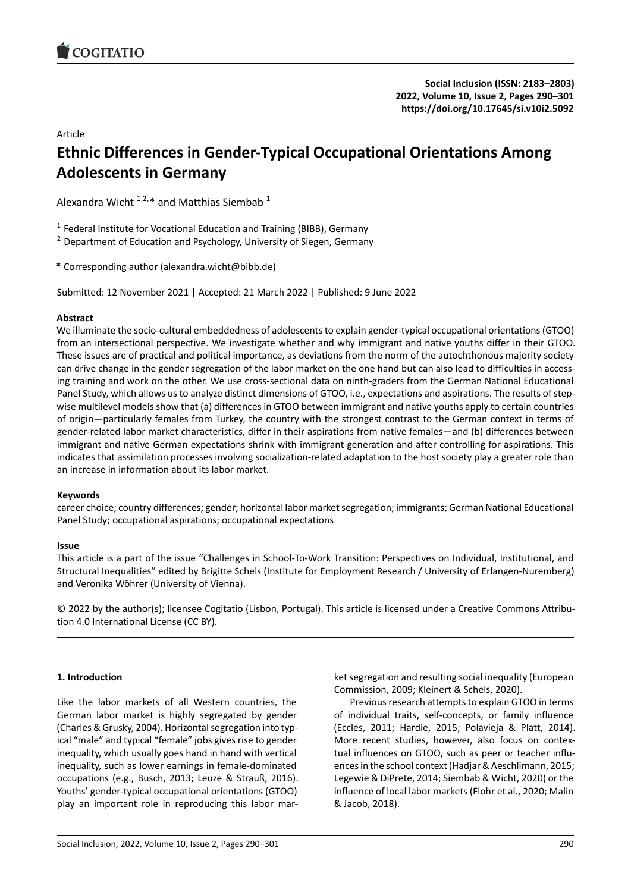Article

# Ethnic Differences in Gender-Typical Occupational Orientations Among Adolescents in Germany

Alexandra Wicht [1,2,*] and Matthias Siembab [1]

[1] Federal Institute for Vocational Education and Training (BIBB), Germany

[2] Department of Education and Psychology, University of Siegen, Germany

* Corresponding author (alexandra.wicht@bibb.de)

Submitted: 12 November 2021 | Accepted: 21 March 2022 | Published: 9 June 2022

## Abstract

We illuminate the socio-cultural embeddedness of adolescents to explain gender-typical occupational orientations (GTOO) from an intersectional perspective. We investigate whether and why immigrant and native youths differ in their GTOO. These issues are of practical and political importance, as deviations from the norm of the autochthonous majority society can drive change in the gender segregation of the labor market on the one hand but can also lead to difficulties in accessing training and work on the other. We use cross-sectional data on ninth-graders from the German National Educational Panel Study, which allows us to analyze distinct dimensions of GTOO, i.e., expectations and aspirations. The results of stepwise multilevel models show that (a) differences in GTOO between immigrant and native youths apply to certain countries of origin—particularly females from Turkey, the country with the strongest contrast to the German context in terms of gender-related labor market characteristics, differ in their aspirations from native females—and (b) differences between immigrant and native German expectations shrink with immigrant generation and after controlling for aspirations. This indicates that assimilation processes involving socialization-related adaptation to the host society play a greater role than an increase in information about its labor market.

## Keywords

career choice; country differences; gender; horizontal labor market segregation; immigrants; German National Educational Panel Study; occupational aspirations; occupational expectations

## Issue

This article is a part of the issue "Challenges in School-To-Work Transition: Perspectives on Individual, Institutional, and Structural Inequalities" edited by Brigitte Schels (Institute for Employment Research / University of Erlangen-Nuremberg) and Veronika Wöhrer (University of Vienna).

© 2022 by the author(s); licensee Cogitatio (Lisbon, Portugal). This article is licensed under a Creative Commons Attribution 4.0 International License (CC BY).

## 1. Introduction

Like the labor markets of all Western countries, the German labor market is highly segregated by gender (Charles & Grusky, 2004). Horizontal segregation into typical "male" and typical "female" jobs gives rise to gender inequality, which usually goes hand in hand with vertical inequality, such as lower earnings in female-dominated occupations (e.g., Busch, 2013; Leuze & Strauß, 2016). Youths' gender-typical occupational orientations (GTOO) play an important role in reproducing this labor market segregation and resulting social inequality (European Commission, 2009; Kleinert & Schels, 2020).

Previous research attempts to explain GTOO in terms of individual traits, self-concepts, or family influence (Eccles, 2011; Hardie, 2015; Polavieja & Platt, 2014). More recent studies, however, also focus on contextual influences on GTOO, such as peer or teacher influences in the school context (Hadjar & Aeschlimann, 2015; Legewie & DiPrete, 2014; Siembab & Wicht, 2020) or the influence of local labor markets (Flohr et al., 2020; Malin & Jacob, 2018).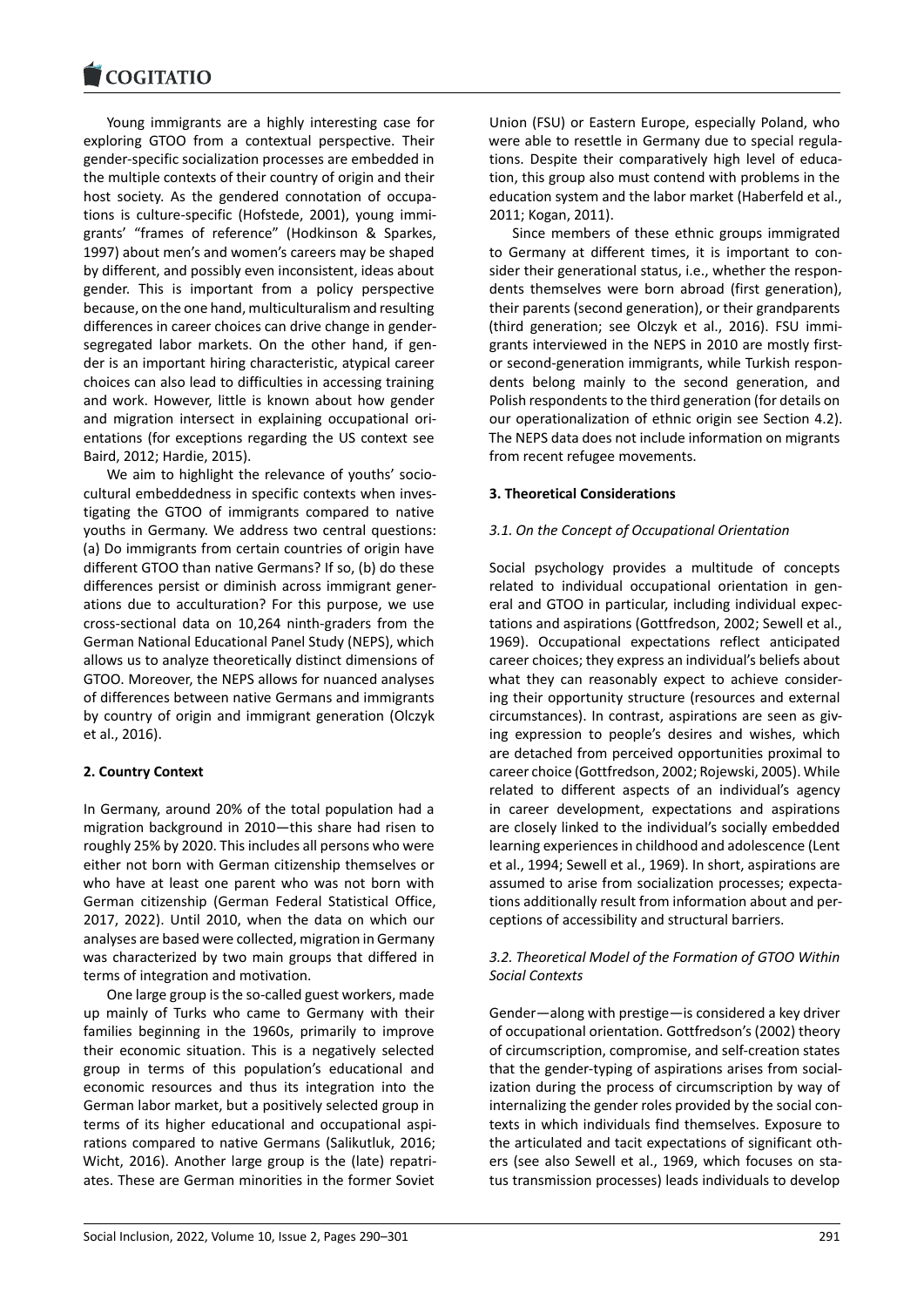Young immigrants are a highly interesting case for exploring GTOO from a contextual perspective. Their gender-specific socialization processes are embedded in the multiple contexts of their country of origin and their host society. As the gendered connotation of occupations is culture-specific (Hofstede, 2001), young immigrants' "frames of reference" (Hodkinson & Sparkes, 1997) about men's and women's careers may be shaped by different, and possibly even inconsistent, ideas about gender. This is important from a policy perspective because, on the one hand, multiculturalism and resulting differences in career choices can drive change in gender-segregated labor markets. On the other hand, if gender is an important hiring characteristic, atypical career choices can also lead to difficulties in accessing training and work. However, little is known about how gender and migration intersect in explaining occupational orientations (for exceptions regarding the US context see Baird, 2012; Hardie, 2015).

We aim to highlight the relevance of youths' sociocultural embeddedness in specific contexts when investigating the GTOO of immigrants compared to native youths in Germany. We address two central questions: (a) Do immigrants from certain countries of origin have different GTOO than native Germans? If so, (b) do these differences persist or diminish across immigrant generations due to acculturation? For this purpose, we use cross-sectional data on 10,264 ninth-graders from the German National Educational Panel Study (NEPS), which allows us to analyze theoretically distinct dimensions of GTOO. Moreover, the NEPS allows for nuanced analyses of differences between native Germans and immigrants by country of origin and immigrant generation (Olczyk et al., 2016).

## 2. Country Context

In Germany, around 20% of the total population had a migration background in 2010—this share had risen to roughly 25% by 2020. This includes all persons who were either not born with German citizenship themselves or who have at least one parent who was not born with German citizenship (German Federal Statistical Office, 2017, 2022). Until 2010, when the data on which our analyses are based were collected, migration in Germany was characterized by two main groups that differed in terms of integration and motivation.

One large group is the so-called guest workers, made up mainly of Turks who came to Germany with their families beginning in the 1960s, primarily to improve their economic situation. This is a negatively selected group in terms of this population's educational and economic resources and thus its integration into the German labor market, but a positively selected group in terms of its higher educational and occupational aspirations compared to native Germans (Salikutluk, 2016; Wicht, 2016). Another large group is the (late) repatriates. These are German minorities in the former Soviet Union (FSU) or Eastern Europe, especially Poland, who were able to resettle in Germany due to special regulations. Despite their comparatively high level of education, this group also must contend with problems in the education system and the labor market (Haberfeld et al., 2011; Kogan, 2011).

Since members of these ethnic groups immigrated to Germany at different times, it is important to consider their generational status, i.e., whether the respondents themselves were born abroad (first generation), their parents (second generation), or their grandparents (third generation; see Olczyk et al., 2016). FSU immigrants interviewed in the NEPS in 2010 are mostly first- or second-generation immigrants, while Turkish respondents belong mainly to the second generation, and Polish respondents to the third generation (for details on our operationalization of ethnic origin see Section 4.2). The NEPS data does not include information on migrants from recent refugee movements.

## 3. Theoretical Considerations

### *3.1. On the Concept of Occupational Orientation*

Social psychology provides a multitude of concepts related to individual occupational orientation in general and GTOO in particular, including individual expectations and aspirations (Gottfredson, 2002; Sewell et al., 1969). Occupational expectations reflect anticipated career choices; they express an individual's beliefs about what they can reasonably expect to achieve considering their opportunity structure (resources and external circumstances). In contrast, aspirations are seen as giving expression to people's desires and wishes, which are detached from perceived opportunities proximal to career choice (Gottfredson, 2002; Rojewski, 2005). While related to different aspects of an individual's agency in career development, expectations and aspirations are closely linked to the individual's socially embedded learning experiences in childhood and adolescence (Lent et al., 1994; Sewell et al., 1969). In short, aspirations are assumed to arise from socialization processes; expectations additionally result from information about and perceptions of accessibility and structural barriers.

### *3.2. Theoretical Model of the Formation of GTOO Within Social Contexts*

Gender—along with prestige—is considered a key driver of occupational orientation. Gottfredson's (2002) theory of circumscription, compromise, and self-creation states that the gender-typing of aspirations arises from socialization during the process of circumscription by way of internalizing the gender roles provided by the social contexts in which individuals find themselves. Exposure to the articulated and tacit expectations of significant others (see also Sewell et al., 1969, which focuses on status transmission processes) leads individuals to develop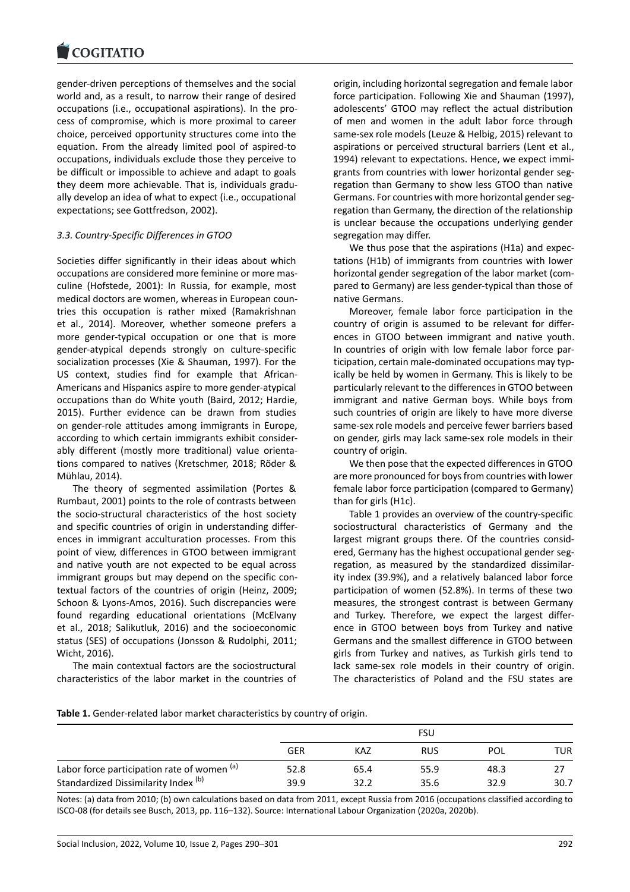gender-driven perceptions of themselves and the social world and, as a result, to narrow their range of desired occupations (i.e., occupational aspirations). In the process of compromise, which is more proximal to career choice, perceived opportunity structures come into the equation. From the already limited pool of aspired-to occupations, individuals exclude those they perceive to be difficult or impossible to achieve and adapt to goals they deem more achievable. That is, individuals gradually develop an idea of what to expect (i.e., occupational expectations; see Gottfredson, 2002).

### 3.3. Country-Specific Differences in GTOO

Societies differ significantly in their ideas about which occupations are considered more feminine or more masculine (Hofstede, 2001): In Russia, for example, most medical doctors are women, whereas in European countries this occupation is rather mixed (Ramakrishnan et al., 2014). Moreover, whether someone prefers a more gender-typical occupation or one that is more gender-atypical depends strongly on culture-specific socialization processes (Xie & Shauman, 1997). For the US context, studies find for example that African-Americans and Hispanics aspire to more gender-atypical occupations than do White youth (Baird, 2012; Hardie, 2015). Further evidence can be drawn from studies on gender-role attitudes among immigrants in Europe, according to which certain immigrants exhibit considerably different (mostly more traditional) value orientations compared to natives (Kretschmer, 2018; Röder & Mühlau, 2014).

The theory of segmented assimilation (Portes & Rumbaut, 2001) points to the role of contrasts between the socio-structural characteristics of the host society and specific countries of origin in understanding differences in immigrant acculturation processes. From this point of view, differences in GTOO between immigrant and native youth are not expected to be equal across immigrant groups but may depend on the specific contextual factors of the countries of origin (Heinz, 2009; Schoon & Lyons-Amos, 2016). Such discrepancies were found regarding educational orientations (McElvany et al., 2018; Salikutluk, 2016) and the socioeconomic status (SES) of occupations (Jonsson & Rudolphi, 2011; Wicht, 2016).

The main contextual factors are the sociostructural characteristics of the labor market in the countries of origin, including horizontal segregation and female labor force participation. Following Xie and Shauman (1997), adolescents' GTOO may reflect the actual distribution of men and women in the adult labor force through same-sex role models (Leuze & Helbig, 2015) relevant to aspirations or perceived structural barriers (Lent et al., 1994) relevant to expectations. Hence, we expect immigrants from countries with lower horizontal gender segregation than Germany to show less GTOO than native Germans. For countries with more horizontal gender segregation than Germany, the direction of the relationship is unclear because the occupations underlying gender segregation may differ.

We thus pose that the aspirations (H1a) and expectations (H1b) of immigrants from countries with lower horizontal gender segregation of the labor market (compared to Germany) are less gender-typical than those of native Germans.

Moreover, female labor force participation in the country of origin is assumed to be relevant for differences in GTOO between immigrant and native youth. In countries of origin with low female labor force participation, certain male-dominated occupations may typically be held by women in Germany. This is likely to be particularly relevant to the differences in GTOO between immigrant and native German boys. While boys from such countries of origin are likely to have more diverse same-sex role models and perceive fewer barriers based on gender, girls may lack same-sex role models in their country of origin.

We then pose that the expected differences in GTOO are more pronounced for boys from countries with lower female labor force participation (compared to Germany) than for girls (H1c).

Table 1 provides an overview of the country-specific sociostructural characteristics of Germany and the largest migrant groups there. Of the countries considered, Germany has the highest occupational gender segregation, as measured by the standardized dissimilarity index (39.9%), and a relatively balanced labor force participation of women (52.8%). In terms of these two measures, the strongest contrast is between Germany and Turkey. Therefore, we expect the largest difference in GTOO between boys from Turkey and native Germans and the smallest difference in GTOO between girls from Turkey and natives, as Turkish girls tend to lack same-sex role models in their country of origin. The characteristics of Poland and the FSU states are

**Table 1.** Gender-related labor market characteristics by country of origin.

| | | FSU | | | |
|---|---|---|---|---|---|
| | GER | KAZ | RUS | POL | TUR |
| Labor force participation rate of women [(a)] | 52.8 | 65.4 | 55.9 | 48.3 | 27 |
| Standardized Dissimilarity Index [(b)] | 39.9 | 32.2 | 35.6 | 32.9 | 30.7 |

Notes: (a) data from 2010; (b) own calculations based on data from 2011, except Russia from 2016 (occupations classified according to ISCO-08 (for details see Busch, 2013, pp. 116–132). Source: International Labour Organization (2020a, 2020b).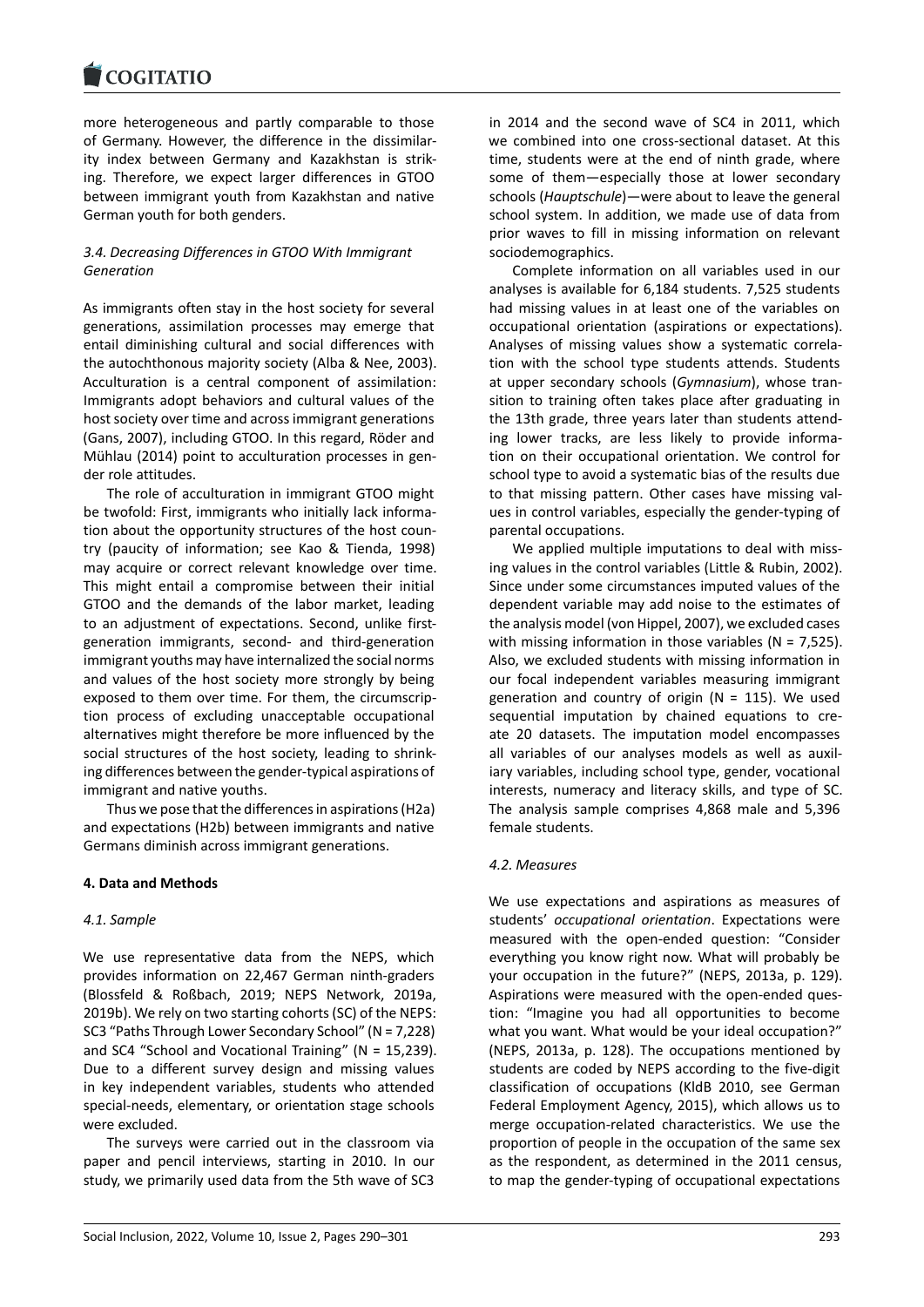more heterogeneous and partly comparable to those of Germany. However, the difference in the dissimilarity index between Germany and Kazakhstan is striking. Therefore, we expect larger differences in GTOO between immigrant youth from Kazakhstan and native German youth for both genders.

### *3.4. Decreasing Differences in GTOO With Immigrant Generation*

As immigrants often stay in the host society for several generations, assimilation processes may emerge that entail diminishing cultural and social differences with the autochthonous majority society (Alba & Nee, 2003). Acculturation is a central component of assimilation: Immigrants adopt behaviors and cultural values of the host society over time and across immigrant generations (Gans, 2007), including GTOO. In this regard, Röder and Mühlau (2014) point to acculturation processes in gender role attitudes.

The role of acculturation in immigrant GTOO might be twofold: First, immigrants who initially lack information about the opportunity structures of the host country (paucity of information; see Kao & Tienda, 1998) may acquire or correct relevant knowledge over time. This might entail a compromise between their initial GTOO and the demands of the labor market, leading to an adjustment of expectations. Second, unlike first-generation immigrants, second- and third-generation immigrant youths may have internalized the social norms and values of the host society more strongly by being exposed to them over time. For them, the circumscription process of excluding unacceptable occupational alternatives might therefore be more influenced by the social structures of the host society, leading to shrinking differences between the gender-typical aspirations of immigrant and native youths.

Thus we pose that the differences in aspirations (H2a) and expectations (H2b) between immigrants and native Germans diminish across immigrant generations.

## **4. Data and Methods**

### *4.1. Sample*

We use representative data from the NEPS, which provides information on 22,467 German ninth-graders (Blossfeld & Roßbach, 2019; NEPS Network, 2019a, 2019b). We rely on two starting cohorts (SC) of the NEPS: SC3 "Paths Through Lower Secondary School" (N = 7,228) and SC4 "School and Vocational Training" (N = 15,239). Due to a different survey design and missing values in key independent variables, students who attended special-needs, elementary, or orientation stage schools were excluded.

The surveys were carried out in the classroom via paper and pencil interviews, starting in 2010. In our study, we primarily used data from the 5th wave of SC3 in 2014 and the second wave of SC4 in 2011, which we combined into one cross-sectional dataset. At this time, students were at the end of ninth grade, where some of them—especially those at lower secondary schools (*Hauptschule*)—were about to leave the general school system. In addition, we made use of data from prior waves to fill in missing information on relevant sociodemographics.

Complete information on all variables used in our analyses is available for 6,184 students. 7,525 students had missing values in at least one of the variables on occupational orientation (aspirations or expectations). Analyses of missing values show a systematic correlation with the school type students attends. Students at upper secondary schools (*Gymnasium*), whose transition to training often takes place after graduating in the 13th grade, three years later than students attending lower tracks, are less likely to provide information on their occupational orientation. We control for school type to avoid a systematic bias of the results due to that missing pattern. Other cases have missing values in control variables, especially the gender-typing of parental occupations.

We applied multiple imputations to deal with missing values in the control variables (Little & Rubin, 2002). Since under some circumstances imputed values of the dependent variable may add noise to the estimates of the analysis model (von Hippel, 2007), we excluded cases with missing information in those variables (N = 7,525). Also, we excluded students with missing information in our focal independent variables measuring immigrant generation and country of origin (N = 115). We used sequential imputation by chained equations to create 20 datasets. The imputation model encompasses all variables of our analyses models as well as auxiliary variables, including school type, gender, vocational interests, numeracy and literacy skills, and type of SC. The analysis sample comprises 4,868 male and 5,396 female students.

### *4.2. Measures*

We use expectations and aspirations as measures of students' *occupational orientation*. Expectations were measured with the open-ended question: "Consider everything you know right now. What will probably be your occupation in the future?" (NEPS, 2013a, p. 129). Aspirations were measured with the open-ended question: "Imagine you had all opportunities to become what you want. What would be your ideal occupation?" (NEPS, 2013a, p. 128). The occupations mentioned by students are coded by NEPS according to the five-digit classification of occupations (KldB 2010, see German Federal Employment Agency, 2015), which allows us to merge occupation-related characteristics. We use the proportion of people in the occupation of the same sex as the respondent, as determined in the 2011 census, to map the gender-typing of occupational expectations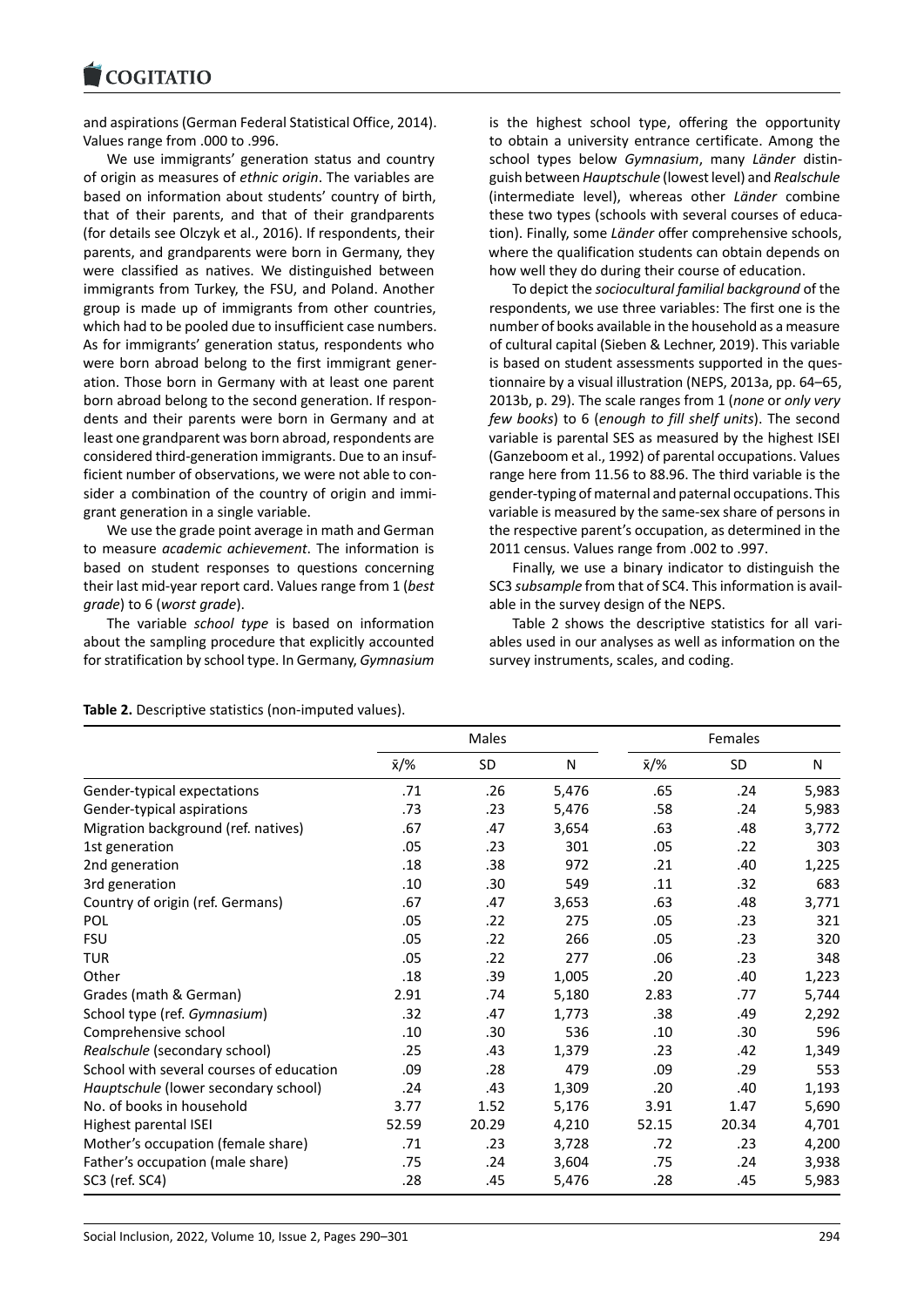and aspirations (German Federal Statistical Office, 2014). Values range from .000 to .996.

We use immigrants' generation status and country of origin as measures of *ethnic origin*. The variables are based on information about students' country of birth, that of their parents, and that of their grandparents (for details see Olczyk et al., 2016). If respondents, their parents, and grandparents were born in Germany, they were classified as natives. We distinguished between immigrants from Turkey, the FSU, and Poland. Another group is made up of immigrants from other countries, which had to be pooled due to insufficient case numbers. As for immigrants' generation status, respondents who were born abroad belong to the first immigrant generation. Those born in Germany with at least one parent born abroad belong to the second generation. If respondents and their parents were born in Germany and at least one grandparent was born abroad, respondents are considered third-generation immigrants. Due to an insufficient number of observations, we were not able to consider a combination of the country of origin and immigrant generation in a single variable.

We use the grade point average in math and German to measure *academic achievement*. The information is based on student responses to questions concerning their last mid-year report card. Values range from 1 (*best grade*) to 6 (*worst grade*).

The variable *school type* is based on information about the sampling procedure that explicitly accounted for stratification by school type. In Germany, *Gymnasium* is the highest school type, offering the opportunity to obtain a university entrance certificate. Among the school types below *Gymnasium*, many *Länder* distinguish between *Hauptschule* (lowest level) and *Realschule* (intermediate level), whereas other *Länder* combine these two types (schools with several courses of education). Finally, some *Länder* offer comprehensive schools, where the qualification students can obtain depends on how well they do during their course of education.

To depict the *sociocultural familial background* of the respondents, we use three variables: The first one is the number of books available in the household as a measure of cultural capital (Sieben & Lechner, 2019). This variable is based on student assessments supported in the questionnaire by a visual illustration (NEPS, 2013a, pp. 64–65, 2013b, p. 29). The scale ranges from 1 (*none* or *only very few books*) to 6 (*enough to fill shelf units*). The second variable is parental SES as measured by the highest ISEI (Ganzeboom et al., 1992) of parental occupations. Values range here from 11.56 to 88.96. The third variable is the gender-typing of maternal and paternal occupations. This variable is measured by the same-sex share of persons in the respective parent's occupation, as determined in the 2011 census. Values range from .002 to .997.

Finally, we use a binary indicator to distinguish the SC3 *subsample* from that of SC4. This information is available in the survey design of the NEPS.

Table 2 shows the descriptive statistics for all variables used in our analyses as well as information on the survey instruments, scales, and coding.

**Table 2.** Descriptive statistics (non-imputed values).

| | Males | | | Females | | |
|---|---|---|---|---|---|---|
| | x̄/% | SD | N | x̄/% | SD | N |
| Gender-typical expectations | .71 | .26 | 5,476 | .65 | .24 | 5,983 |
| Gender-typical aspirations | .73 | .23 | 5,476 | .58 | .24 | 5,983 |
| Migration background (ref. natives) | .67 | .47 | 3,654 | .63 | .48 | 3,772 |
| 1st generation | .05 | .23 | 301 | .05 | .22 | 303 |
| 2nd generation | .18 | .38 | 972 | .21 | .40 | 1,225 |
| 3rd generation | .10 | .30 | 549 | .11 | .32 | 683 |
| Country of origin (ref. Germans) | .67 | .47 | 3,653 | .63 | .48 | 3,771 |
| POL | .05 | .22 | 275 | .05 | .23 | 321 |
| FSU | .05 | .22 | 266 | .05 | .23 | 320 |
| TUR | .05 | .22 | 277 | .06 | .23 | 348 |
| Other | .18 | .39 | 1,005 | .20 | .40 | 1,223 |
| Grades (math & German) | 2.91 | .74 | 5,180 | 2.83 | .77 | 5,744 |
| School type (ref. *Gymnasium*) | .32 | .47 | 1,773 | .38 | .49 | 2,292 |
| Comprehensive school | .10 | .30 | 536 | .10 | .30 | 596 |
| *Realschule* (secondary school) | .25 | .43 | 1,379 | .23 | .42 | 1,349 |
| School with several courses of education | .09 | .28 | 479 | .09 | .29 | 553 |
| *Hauptschule* (lower secondary school) | .24 | .43 | 1,309 | .20 | .40 | 1,193 |
| No. of books in household | 3.77 | 1.52 | 5,176 | 3.91 | 1.47 | 5,690 |
| Highest parental ISEI | 52.59 | 20.29 | 4,210 | 52.15 | 20.34 | 4,701 |
| Mother's occupation (female share) | .71 | .23 | 3,728 | .72 | .23 | 4,200 |
| Father's occupation (male share) | .75 | .24 | 3,604 | .75 | .24 | 3,938 |
| SC3 (ref. SC4) | .28 | .45 | 5,476 | .28 | .45 | 5,983 |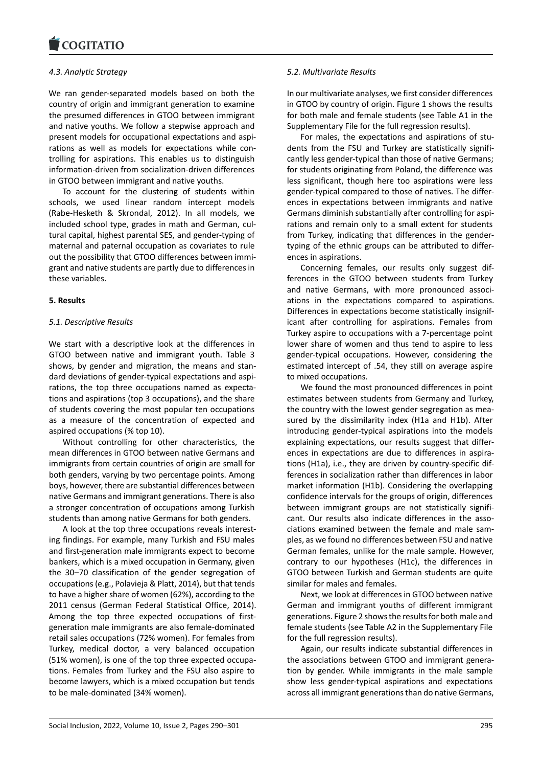### 4.3. Analytic Strategy

We ran gender-separated models based on both the country of origin and immigrant generation to examine the presumed differences in GTOO between immigrant and native youths. We follow a stepwise approach and present models for occupational expectations and aspirations as well as models for expectations while controlling for aspirations. This enables us to distinguish information-driven from socialization-driven differences in GTOO between immigrant and native youths.

To account for the clustering of students within schools, we used linear random intercept models (Rabe-Hesketh & Skrondal, 2012). In all models, we included school type, grades in math and German, cultural capital, highest parental SES, and gender-typing of maternal and paternal occupation as covariates to rule out the possibility that GTOO differences between immigrant and native students are partly due to differences in these variables.

## 5. Results

### 5.1. Descriptive Results

We start with a descriptive look at the differences in GTOO between native and immigrant youth. Table 3 shows, by gender and migration, the means and standard deviations of gender-typical expectations and aspirations, the top three occupations named as expectations and aspirations (top 3 occupations), and the share of students covering the most popular ten occupations as a measure of the concentration of expected and aspired occupations (% top 10).

Without controlling for other characteristics, the mean differences in GTOO between native Germans and immigrants from certain countries of origin are small for both genders, varying by two percentage points. Among boys, however, there are substantial differences between native Germans and immigrant generations. There is also a stronger concentration of occupations among Turkish students than among native Germans for both genders.

A look at the top three occupations reveals interesting findings. For example, many Turkish and FSU males and first-generation male immigrants expect to become bankers, which is a mixed occupation in Germany, given the 30–70 classification of the gender segregation of occupations (e.g., Polavieja & Platt, 2014), but that tends to have a higher share of women (62%), according to the 2011 census (German Federal Statistical Office, 2014). Among the top three expected occupations of first-generation male immigrants are also female-dominated retail sales occupations (72% women). For females from Turkey, medical doctor, a very balanced occupation (51% women), is one of the top three expected occupations. Females from Turkey and the FSU also aspire to become lawyers, which is a mixed occupation but tends to be male-dominated (34% women).

### 5.2. Multivariate Results

In our multivariate analyses, we first consider differences in GTOO by country of origin. Figure 1 shows the results for both male and female students (see Table A1 in the Supplementary File for the full regression results).

For males, the expectations and aspirations of students from the FSU and Turkey are statistically significantly less gender-typical than those of native Germans; for students originating from Poland, the difference was less significant, though here too aspirations were less gender-typical compared to those of natives. The differences in expectations between immigrants and native Germans diminish substantially after controlling for aspirations and remain only to a small extent for students from Turkey, indicating that differences in the gender-typing of the ethnic groups can be attributed to differences in aspirations.

Concerning females, our results only suggest differences in the GTOO between students from Turkey and native Germans, with more pronounced associations in the expectations compared to aspirations. Differences in expectations become statistically insignificant after controlling for aspirations. Females from Turkey aspire to occupations with a 7-percentage point lower share of women and thus tend to aspire to less gender-typical occupations. However, considering the estimated intercept of .54, they still on average aspire to mixed occupations.

We found the most pronounced differences in point estimates between students from Germany and Turkey, the country with the lowest gender segregation as measured by the dissimilarity index (H1a and H1b). After introducing gender-typical aspirations into the models explaining expectations, our results suggest that differences in expectations are due to differences in aspirations (H1a), i.e., they are driven by country-specific differences in socialization rather than differences in labor market information (H1b). Considering the overlapping confidence intervals for the groups of origin, differences between immigrant groups are not statistically significant. Our results also indicate differences in the associations examined between the female and male samples, as we found no differences between FSU and native German females, unlike for the male sample. However, contrary to our hypotheses (H1c), the differences in GTOO between Turkish and German students are quite similar for males and females.

Next, we look at differences in GTOO between native German and immigrant youths of different immigrant generations. Figure 2 shows the results for both male and female students (see Table A2 in the Supplementary File for the full regression results).

Again, our results indicate substantial differences in the associations between GTOO and immigrant generation by gender. While immigrants in the male sample show less gender-typical aspirations and expectations across all immigrant generations than do native Germans,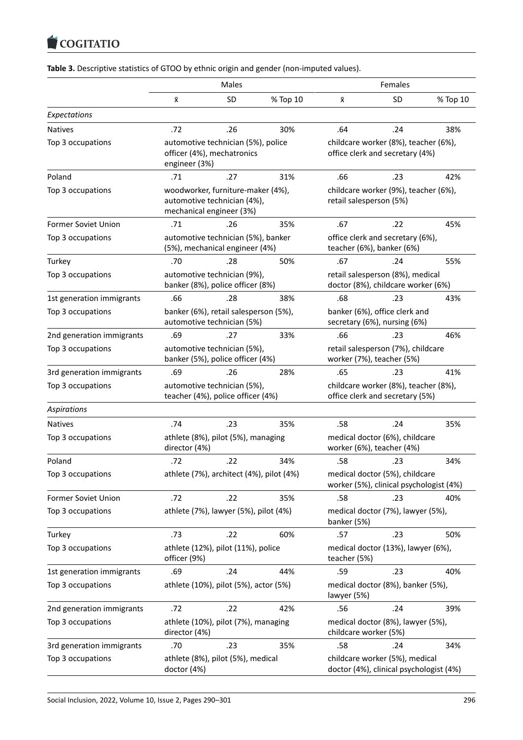**Table 3.** Descriptive statistics of GTOO by ethnic origin and gender (non-imputed values).

| | Males | | | Females | | |
|---|---|---|---|---|---|---|
| | x̄ | SD | % Top 10 | x̄ | SD | % Top 10 |
| *Expectations* | | | | | | |
| Natives | .72 | .26 | 30% | .64 | .24 | 38% |
| Top 3 occupations | automotive technician (5%), police officer (4%), mechatronics engineer (3%) | | | childcare worker (8%), teacher (6%), office clerk and secretary (4%) | | |
| Poland | .71 | .27 | 31% | .66 | .23 | 42% |
| Top 3 occupations | woodworker, furniture-maker (4%), automotive technician (4%), mechanical engineer (3%) | | | childcare worker (9%), teacher (6%), retail salesperson (5%) | | |
| Former Soviet Union | .71 | .26 | 35% | .67 | .22 | 45% |
| Top 3 occupations | automotive technician (5%), banker (5%), mechanical engineer (4%) | | | office clerk and secretary (6%), teacher (6%), banker (6%) | | |
| Turkey | .70 | .28 | 50% | .67 | .24 | 55% |
| Top 3 occupations | automotive technician (9%), banker (8%), police officer (8%) | | | retail salesperson (8%), medical doctor (8%), childcare worker (6%) | | |
| 1st generation immigrants | .66 | .28 | 38% | .68 | .23 | 43% |
| Top 3 occupations | banker (6%), retail salesperson (5%), automotive technician (5%) | | | banker (6%), office clerk and secretary (6%), nursing (6%) | | |
| 2nd generation immigrants | .69 | .27 | 33% | .66 | .23 | 46% |
| Top 3 occupations | automotive technician (5%), banker (5%), police officer (4%) | | | retail salesperson (7%), childcare worker (7%), teacher (5%) | | |
| 3rd generation immigrants | .69 | .26 | 28% | .65 | .23 | 41% |
| Top 3 occupations | automotive technician (5%), teacher (4%), police officer (4%) | | | childcare worker (8%), teacher (8%), office clerk and secretary (5%) | | |
| *Aspirations* | | | | | | |
| Natives | .74 | .23 | 35% | .58 | .24 | 35% |
| Top 3 occupations | athlete (8%), pilot (5%), managing director (4%) | | | medical doctor (6%), childcare worker (6%), teacher (4%) | | |
| Poland | .72 | .22 | 34% | .58 | .23 | 34% |
| Top 3 occupations | athlete (7%), architect (4%), pilot (4%) | | | medical doctor (5%), childcare worker (5%), clinical psychologist (4%) | | |
| Former Soviet Union | .72 | .22 | 35% | .58 | .23 | 40% |
| Top 3 occupations | athlete (7%), lawyer (5%), pilot (4%) | | | medical doctor (7%), lawyer (5%), banker (5%) | | |
| Turkey | .73 | .22 | 60% | .57 | .23 | 50% |
| Top 3 occupations | athlete (12%), pilot (11%), police officer (9%) | | | medical doctor (13%), lawyer (6%), teacher (5%) | | |
| 1st generation immigrants | .69 | .24 | 44% | .59 | .23 | 40% |
| Top 3 occupations | athlete (10%), pilot (5%), actor (5%) | | | medical doctor (8%), banker (5%), lawyer (5%) | | |
| 2nd generation immigrants | .72 | .22 | 42% | .56 | .24 | 39% |
| Top 3 occupations | athlete (10%), pilot (7%), managing director (4%) | | | medical doctor (8%), lawyer (5%), childcare worker (5%) | | |
| 3rd generation immigrants | .70 | .23 | 35% | .58 | .24 | 34% |
| Top 3 occupations | athlete (8%), pilot (5%), medical doctor (4%) | | | childcare worker (5%), medical doctor (4%), clinical psychologist (4%) | | |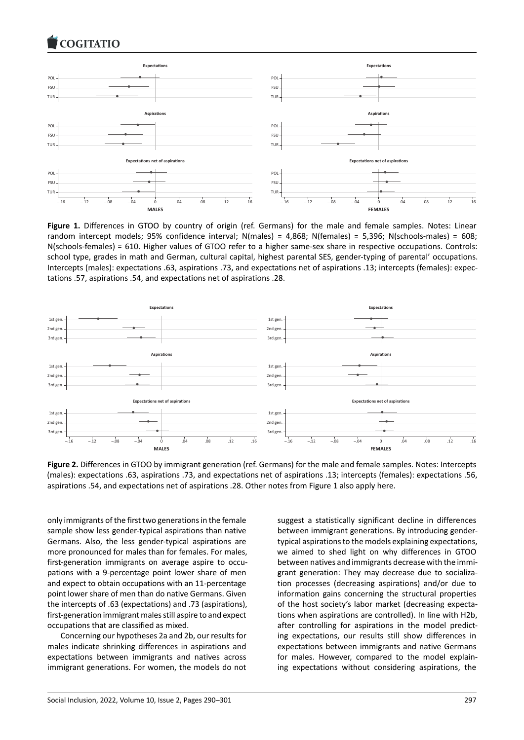**Figure 1.** Differences in GTOO by country of origin (ref. Germans) for the male and female samples. Notes: Linear random intercept models; 95% confidence interval; N(males) = 4,868; N(females) = 5,396; N(schools-males) = 608; N(schools-females) = 610. Higher values of GTOO refer to a higher same-sex share in respective occupations. Controls: school type, grades in math and German, cultural capital, highest parental SES, gender-typing of parental' occupations. Intercepts (males): expectations .63, aspirations .73, and expectations net of aspirations .13; intercepts (females): expectations .57, aspirations .54, and expectations net of aspirations .28.

**Figure 2.** Differences in GTOO by immigrant generation (ref. Germans) for the male and female samples. Notes: Intercepts (males): expectations .63, aspirations .73, and expectations net of aspirations .13; intercepts (females): expectations .56, aspirations .54, and expectations net of aspirations .28. Other notes from Figure 1 also apply here.

only immigrants of the first two generations in the female sample show less gender-typical aspirations than native Germans. Also, the less gender-typical aspirations are more pronounced for males than for females. For males, first-generation immigrants on average aspire to occupations with a 9-percentage point lower share of men and expect to obtain occupations with an 11-percentage point lower share of men than do native Germans. Given the intercepts of .63 (expectations) and .73 (aspirations), first-generation immigrant males still aspire to and expect occupations that are classified as mixed.

Concerning our hypotheses 2a and 2b, our results for males indicate shrinking differences in aspirations and expectations between immigrants and natives across immigrant generations. For women, the models do not suggest a statistically significant decline in differences between immigrant generations. By introducing gender-typical aspirations to the models explaining expectations, we aimed to shed light on why differences in GTOO between natives and immigrants decrease with the immigrant generation: They may decrease due to socialization processes (decreasing aspirations) and/or due to information gains concerning the structural properties of the host society's labor market (decreasing expectations when aspirations are controlled). In line with H2b, after controlling for aspirations in the model predicting expectations, our results still show differences in expectations between immigrants and native Germans for males. However, compared to the model explaining expectations without considering aspirations, the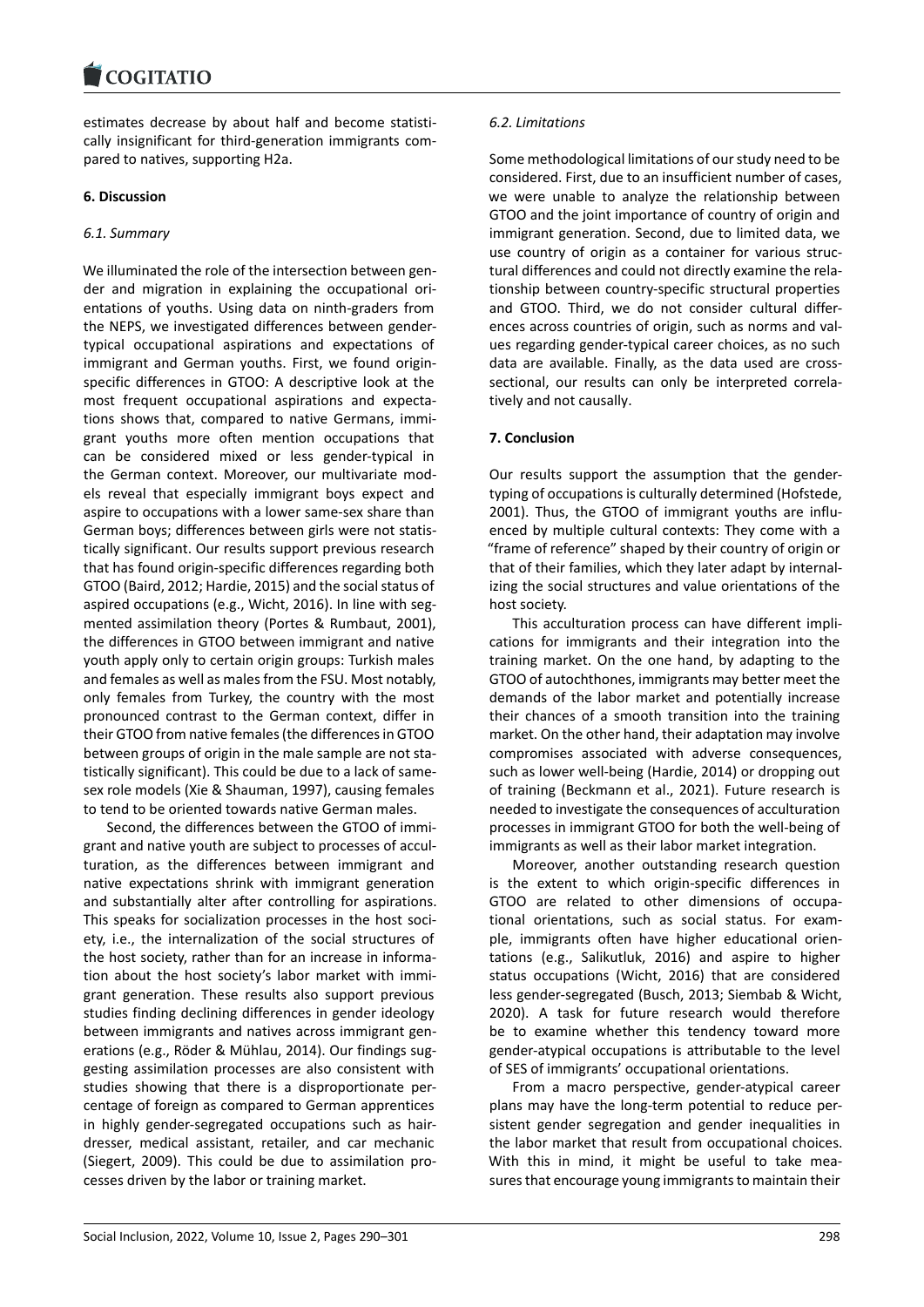estimates decrease by about half and become statistically insignificant for third-generation immigrants compared to natives, supporting H2a.

## 6. Discussion

### 6.1. Summary

We illuminated the role of the intersection between gender and migration in explaining the occupational orientations of youths. Using data on ninth-graders from the NEPS, we investigated differences between gender-typical occupational aspirations and expectations of immigrant and German youths. First, we found origin-specific differences in GTOO: A descriptive look at the most frequent occupational aspirations and expectations shows that, compared to native Germans, immigrant youths more often mention occupations that can be considered mixed or less gender-typical in the German context. Moreover, our multivariate models reveal that especially immigrant boys expect and aspire to occupations with a lower same-sex share than German boys; differences between girls were not statistically significant. Our results support previous research that has found origin-specific differences regarding both GTOO (Baird, 2012; Hardie, 2015) and the social status of aspired occupations (e.g., Wicht, 2016). In line with segmented assimilation theory (Portes & Rumbaut, 2001), the differences in GTOO between immigrant and native youth apply only to certain origin groups: Turkish males and females as well as males from the FSU. Most notably, only females from Turkey, the country with the most pronounced contrast to the German context, differ in their GTOO from native females (the differences in GTOO between groups of origin in the male sample are not statistically significant). This could be due to a lack of same-sex role models (Xie & Shauman, 1997), causing females to tend to be oriented towards native German males.

Second, the differences between the GTOO of immigrant and native youth are subject to processes of acculturation, as the differences between immigrant and native expectations shrink with immigrant generation and substantially alter after controlling for aspirations. This speaks for socialization processes in the host society, i.e., the internalization of the social structures of the host society, rather than for an increase in information about the host society's labor market with immigrant generation. These results also support previous studies finding declining differences in gender ideology between immigrants and natives across immigrant generations (e.g., Röder & Mühlau, 2014). Our findings suggesting assimilation processes are also consistent with studies showing that there is a disproportionate percentage of foreign as compared to German apprentices in highly gender-segregated occupations such as hairdresser, medical assistant, retailer, and car mechanic (Siegert, 2009). This could be due to assimilation processes driven by the labor or training market.

### 6.2. Limitations

Some methodological limitations of our study need to be considered. First, due to an insufficient number of cases, we were unable to analyze the relationship between GTOO and the joint importance of country of origin and immigrant generation. Second, due to limited data, we use country of origin as a container for various structural differences and could not directly examine the relationship between country-specific structural properties and GTOO. Third, we do not consider cultural differences across countries of origin, such as norms and values regarding gender-typical career choices, as no such data are available. Finally, as the data used are cross-sectional, our results can only be interpreted correlatively and not causally.

## 7. Conclusion

Our results support the assumption that the gender-typing of occupations is culturally determined (Hofstede, 2001). Thus, the GTOO of immigrant youths are influenced by multiple cultural contexts: They come with a "frame of reference" shaped by their country of origin or that of their families, which they later adapt by internalizing the social structures and value orientations of the host society.

This acculturation process can have different implications for immigrants and their integration into the training market. On the one hand, by adapting to the GTOO of autochthones, immigrants may better meet the demands of the labor market and potentially increase their chances of a smooth transition into the training market. On the other hand, their adaptation may involve compromises associated with adverse consequences, such as lower well-being (Hardie, 2014) or dropping out of training (Beckmann et al., 2021). Future research is needed to investigate the consequences of acculturation processes in immigrant GTOO for both the well-being of immigrants as well as their labor market integration.

Moreover, another outstanding research question is the extent to which origin-specific differences in GTOO are related to other dimensions of occupational orientations, such as social status. For example, immigrants often have higher educational orientations (e.g., Salikutluk, 2016) and aspire to higher status occupations (Wicht, 2016) that are considered less gender-segregated (Busch, 2013; Siembab & Wicht, 2020). A task for future research would therefore be to examine whether this tendency toward more gender-atypical occupations is attributable to the level of SES of immigrants' occupational orientations.

From a macro perspective, gender-atypical career plans may have the long-term potential to reduce persistent gender segregation and gender inequalities in the labor market that result from occupational choices. With this in mind, it might be useful to take measures that encourage young immigrants to maintain their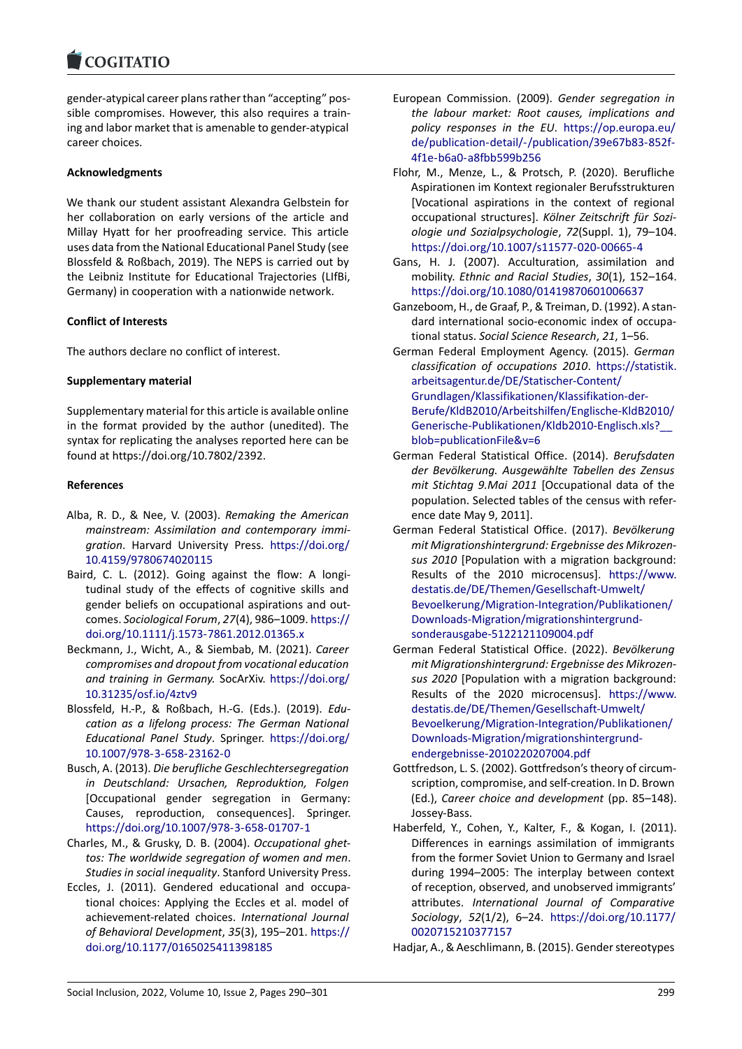gender-atypical career plans rather than "accepting" possible compromises. However, this also requires a training and labor market that is amenable to gender-atypical career choices.

**Acknowledgments**

We thank our student assistant Alexandra Gelbstein for her collaboration on early versions of the article and Millay Hyatt for her proofreading service. This article uses data from the National Educational Panel Study (see Blossfeld & Roßbach, 2019). The NEPS is carried out by the Leibniz Institute for Educational Trajectories (LIfBi, Germany) in cooperation with a nationwide network.

**Conflict of Interests**

The authors declare no conflict of interest.

**Supplementary material**

Supplementary material for this article is available online in the format provided by the author (unedited). The syntax for replicating the analyses reported here can be found at https://doi.org/10.7802/2392.

**References**

Alba, R. D., & Nee, V. (2003). *Remaking the American mainstream: Assimilation and contemporary immigration*. Harvard University Press. https://doi.org/10.4159/9780674020115

Baird, C. L. (2012). Going against the flow: A longitudinal study of the effects of cognitive skills and gender beliefs on occupational aspirations and outcomes. *Sociological Forum*, *27*(4), 986–1009. https://doi.org/10.1111/j.1573-7861.2012.01365.x

Beckmann, J., Wicht, A., & Siembab, M. (2021). *Career compromises and dropout from vocational education and training in Germany.* SocArXiv. https://doi.org/10.31235/osf.io/4ztv9

Blossfeld, H.-P., & Roßbach, H.-G. (Eds.). (2019). *Education as a lifelong process: The German National Educational Panel Study*. Springer. https://doi.org/10.1007/978-3-658-23162-0

Busch, A. (2013). *Die berufliche Geschlechtersegregation in Deutschland: Ursachen, Reproduktion, Folgen* [Occupational gender segregation in Germany: Causes, reproduction, consequences]. Springer. https://doi.org/10.1007/978-3-658-01707-1

Charles, M., & Grusky, D. B. (2004). *Occupational ghettos: The worldwide segregation of women and men*. *Studies in social inequality*. Stanford University Press.

Eccles, J. (2011). Gendered educational and occupational choices: Applying the Eccles et al. model of achievement-related choices. *International Journal of Behavioral Development*, *35*(3), 195–201. https://doi.org/10.1177/0165025411398185

European Commission. (2009). *Gender segregation in the labour market: Root causes, implications and policy responses in the EU*. https://op.europa.eu/de/publication-detail/-/publication/39e67b83-852f-4f1e-b6a0-a8fbb599b256

Flohr, M., Menze, L., & Protsch, P. (2020). Berufliche Aspirationen im Kontext regionaler Berufsstrukturen [Vocational aspirations in the context of regional occupational structures]. *Kölner Zeitschrift für Soziologie und Sozialpsychologie*, *72*(Suppl. 1), 79–104. https://doi.org/10.1007/s11577-020-00665-4

Gans, H. J. (2007). Acculturation, assimilation and mobility. *Ethnic and Racial Studies*, *30*(1), 152–164. https://doi.org/10.1080/01419870601006637

Ganzeboom, H., de Graaf, P., & Treiman, D. (1992). A standard international socio-economic index of occupational status. *Social Science Research*, *21*, 1–56.

German Federal Employment Agency. (2015). *German classification of occupations 2010*. https://statistik.arbeitsagentur.de/DE/Statischer-Content/Grundlagen/Klassifikationen/Klassifikation-der-Berufe/KldB2010/Arbeitshilfen/Englische-KldB2010/Generische-Publikationen/Kldb2010-Englisch.xls?__blob=publicationFile&v=6

German Federal Statistical Office. (2014). *Berufsdaten der Bevölkerung. Ausgewählte Tabellen des Zensus mit Stichtag 9.Mai 2011* [Occupational data of the population. Selected tables of the census with reference date May 9, 2011].

German Federal Statistical Office. (2017). *Bevölkerung mit Migrationshintergrund: Ergebnisse des Mikrozensus 2010* [Population with a migration background: Results of the 2010 microcensus]. https://www.destatis.de/DE/Themen/Gesellschaft-Umwelt/Bevoelkerung/Migration-Integration/Publikationen/Downloads-Migration/migrationshintergrund-sonderausgabe-5122121109004.pdf

German Federal Statistical Office. (2022). *Bevölkerung mit Migrationshintergrund: Ergebnisse des Mikrozensus 2020* [Population with a migration background: Results of the 2020 microcensus]. https://www.destatis.de/DE/Themen/Gesellschaft-Umwelt/Bevoelkerung/Migration-Integration/Publikationen/Downloads-Migration/migrationshintergrund-endergebnisse-2010220207004.pdf

Gottfredson, L. S. (2002). Gottfredson's theory of circumscription, compromise, and self-creation. In D. Brown (Ed.), *Career choice and development* (pp. 85–148). Jossey-Bass.

Haberfeld, Y., Cohen, Y., Kalter, F., & Kogan, I. (2011). Differences in earnings assimilation of immigrants from the former Soviet Union to Germany and Israel during 1994–2005: The interplay between context of reception, observed, and unobserved immigrants' attributes. *International Journal of Comparative Sociology*, *52*(1/2), 6–24. https://doi.org/10.1177/0020715210377157

Hadjar, A., & Aeschlimann, B. (2015). Gender stereotypes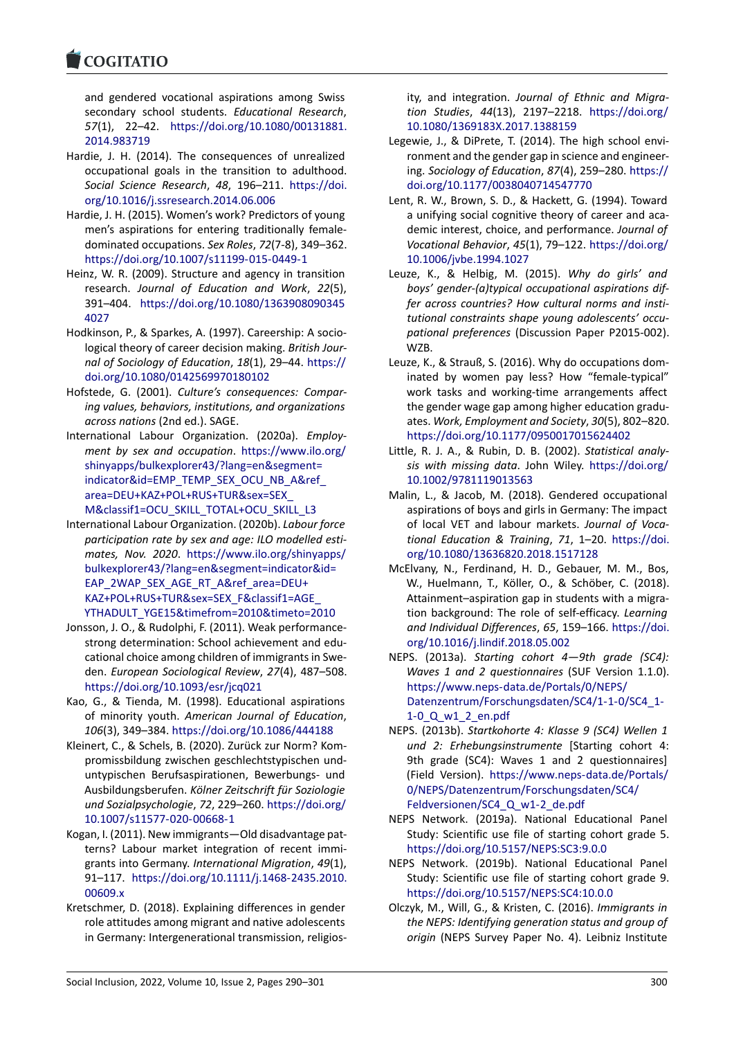and gendered vocational aspirations among Swiss secondary school students. *Educational Research*, *57*(1), 22–42. https://doi.org/10.1080/00131881.2014.983719

Hardie, J. H. (2014). The consequences of unrealized occupational goals in the transition to adulthood. *Social Science Research*, *48*, 196–211. https://doi.org/10.1016/j.ssresearch.2014.06.006

Hardie, J. H. (2015). Women's work? Predictors of young men's aspirations for entering traditionally female-dominated occupations. *Sex Roles*, *72*(7-8), 349–362. https://doi.org/10.1007/s11199-015-0449-1

Heinz, W. R. (2009). Structure and agency in transition research. *Journal of Education and Work*, *22*(5), 391–404. https://doi.org/10.1080/13639080903454027

Hodkinson, P., & Sparkes, A. (1997). Careership: A sociological theory of career decision making. *British Journal of Sociology of Education*, *18*(1), 29–44. https://doi.org/10.1080/0142569970180102

Hofstede, G. (2001). *Culture's consequences: Comparing values, behaviors, institutions, and organizations across nations* (2nd ed.). SAGE.

International Labour Organization. (2020a). *Employment by sex and occupation*. https://www.ilo.org/shinyapps/bulkexplorer43/?lang=en&segment=indicator&id=EMP_TEMP_SEX_OCU_NB_A&ref_area=DEU+KAZ+POL+RUS+TUR&sex=SEX_M&classif1=OCU_SKILL_TOTAL+OCU_SKILL_L3

International Labour Organization. (2020b). *Labour force participation rate by sex and age: ILO modelled estimates, Nov. 2020*. https://www.ilo.org/shinyapps/bulkexplorer43/?lang=en&segment=indicator&id=EAP_2WAP_SEX_AGE_RT_A&ref_area=DEU+KAZ+POL+RUS+TUR&sex=SEX_F&classif1=AGE_YTHADULT_YGE15&timefrom=2010&timeto=2010

Jonsson, J. O., & Rudolphi, F. (2011). Weak performance-strong determination: School achievement and educational choice among children of immigrants in Sweden. *European Sociological Review*, *27*(4), 487–508. https://doi.org/10.1093/esr/jcq021

Kao, G., & Tienda, M. (1998). Educational aspirations of minority youth. *American Journal of Education*, *106*(3), 349–384. https://doi.org/10.1086/444188

Kleinert, C., & Schels, B. (2020). Zurück zur Norm? Kompromissbildung zwischen geschlechtstypischen und -untypischen Berufsaspirationen, Bewerbungs- und Ausbildungsberufen. *Kölner Zeitschrift für Soziologie und Sozialpsychologie*, *72*, 229–260. https://doi.org/10.1007/s11577-020-00668-1

Kogan, I. (2011). New immigrants—Old disadvantage patterns? Labour market integration of recent immigrants into Germany. *International Migration*, *49*(1), 91–117. https://doi.org/10.1111/j.1468-2435.2010.00609.x

Kretschmer, D. (2018). Explaining differences in gender role attitudes among migrant and native adolescents in Germany: Intergenerational transmission, religiosity, and integration. *Journal of Ethnic and Migration Studies*, *44*(13), 2197–2218. https://doi.org/10.1080/1369183X.2017.1388159

Legewie, J., & DiPrete, T. (2014). The high school environment and the gender gap in science and engineering. *Sociology of Education*, *87*(4), 259–280. https://doi.org/10.1177/0038040714547770

Lent, R. W., Brown, S. D., & Hackett, G. (1994). Toward a unifying social cognitive theory of career and academic interest, choice, and performance. *Journal of Vocational Behavior*, *45*(1), 79–122. https://doi.org/10.1006/jvbe.1994.1027

Leuze, K., & Helbig, M. (2015). *Why do girls' and boys' gender-(a)typical occupational aspirations differ across countries? How cultural norms and institutional constraints shape young adolescents' occupational preferences* (Discussion Paper P2015-002). WZB.

Leuze, K., & Strauß, S. (2016). Why do occupations dominated by women pay less? How "female-typical" work tasks and working-time arrangements affect the gender wage gap among higher education graduates. *Work, Employment and Society*, *30*(5), 802–820. https://doi.org/10.1177/0950017015624402

Little, R. J. A., & Rubin, D. B. (2002). *Statistical analysis with missing data*. John Wiley. https://doi.org/10.1002/9781119013563

Malin, L., & Jacob, M. (2018). Gendered occupational aspirations of boys and girls in Germany: The impact of local VET and labour markets. *Journal of Vocational Education & Training*, *71*, 1–20. https://doi.org/10.1080/13636820.2018.1517128

McElvany, N., Ferdinand, H. D., Gebauer, M. M., Bos, W., Huelmann, T., Köller, O., & Schöber, C. (2018). Attainment–aspiration gap in students with a migration background: The role of self-efficacy. *Learning and Individual Differences*, *65*, 159–166. https://doi.org/10.1016/j.lindif.2018.05.002

NEPS. (2013a). *Starting cohort 4—9th grade (SC4): Waves 1 and 2 questionnaires* (SUF Version 1.1.0). https://www.neps-data.de/Portals/0/NEPS/Datenzentrum/Forschungsdaten/SC4/1-1-0/SC4_1-1-0_Q_w1_2_en.pdf

NEPS. (2013b). *Startkohorte 4: Klasse 9 (SC4) Wellen 1 und 2: Erhebungsinstrumente* [Starting cohort 4: 9th grade (SC4): Waves 1 and 2 questionnaires] (Field Version). https://www.neps-data.de/Portals/0/NEPS/Datenzentrum/Forschungsdaten/SC4/Feldversionen/SC4_Q_w1-2_de.pdf

NEPS Network. (2019a). National Educational Panel Study: Scientific use file of starting cohort grade 5. https://doi.org/10.5157/NEPS:SC3:9.0.0

NEPS Network. (2019b). National Educational Panel Study: Scientific use file of starting cohort grade 9. https://doi.org/10.5157/NEPS:SC4:10.0.0

Olczyk, M., Will, G., & Kristen, C. (2016). *Immigrants in the NEPS: Identifying generation status and group of origin* (NEPS Survey Paper No. 4). Leibniz Institute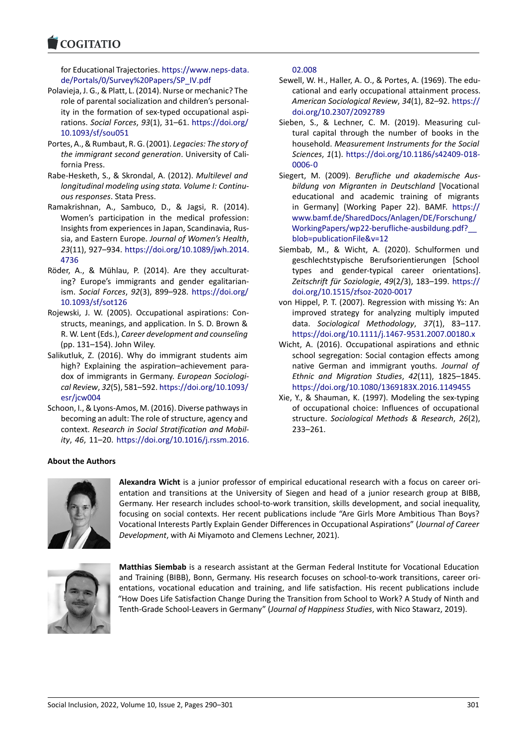for Educational Trajectories. https://www.neps-data.de/Portals/0/Survey%20Papers/SP_IV.pdf

Polavieja, J. G., & Platt, L. (2014). Nurse or mechanic? The role of parental socialization and children's personality in the formation of sex-typed occupational aspirations. *Social Forces*, *93*(1), 31–61. https://doi.org/10.1093/sf/sou051

Portes, A., & Rumbaut, R. G. (2001). *Legacies: The story of the immigrant second generation*. University of California Press.

Rabe-Hesketh, S., & Skrondal, A. (2012). *Multilevel and longitudinal modeling using stata. Volume I: Continuous responses*. Stata Press.

Ramakrishnan, A., Sambuco, D., & Jagsi, R. (2014). Women's participation in the medical profession: Insights from experiences in Japan, Scandinavia, Russia, and Eastern Europe. *Journal of Women's Health*, *23*(11), 927–934. https://doi.org/10.1089/jwh.2014.4736

Röder, A., & Mühlau, P. (2014). Are they acculturating? Europe's immigrants and gender egalitarianism. *Social Forces*, *92*(3), 899–928. https://doi.org/10.1093/sf/sot126

Rojewski, J. W. (2005). Occupational aspirations: Constructs, meanings, and application. In S. D. Brown & R. W. Lent (Eds.), *Career development and counseling* (pp. 131–154). John Wiley.

Salikutluk, Z. (2016). Why do immigrant students aim high? Explaining the aspiration–achievement paradox of immigrants in Germany. *European Sociological Review*, *32*(5), 581–592. https://doi.org/10.1093/esr/jcw004

Schoon, I., & Lyons-Amos, M. (2016). Diverse pathways in becoming an adult: The role of structure, agency and context. *Research in Social Stratification and Mobility*, *46*, 11–20. https://doi.org/10.1016/j.rssm.2016.02.008

Sewell, W. H., Haller, A. O., & Portes, A. (1969). The educational and early occupational attainment process. *American Sociological Review*, *34*(1), 82–92. https://doi.org/10.2307/2092789

Sieben, S., & Lechner, C. M. (2019). Measuring cultural capital through the number of books in the household. *Measurement Instruments for the Social Sciences*, *1*(1). https://doi.org/10.1186/s42409-018-0006-0

Siegert, M. (2009). *Berufliche und akademische Ausbildung von Migranten in Deutschland* [Vocational educational and academic training of migrants in Germany] (Working Paper 22). BAMF. https://www.bamf.de/SharedDocs/Anlagen/DE/Forschung/WorkingPapers/wp22-berufliche-ausbildung.pdf?__blob=publicationFile&v=12

Siembab, M., & Wicht, A. (2020). Schulformen und geschlechtstypische Berufsorientierungen [School types and gender-typical career orientations]. *Zeitschrift für Soziologie*, *49*(2/3), 183–199. https://doi.org/10.1515/zfsoz-2020-0017

von Hippel, P. T. (2007). Regression with missing Ys: An improved strategy for analyzing multiply imputed data. *Sociological Methodology*, *37*(1), 83–117. https://doi.org/10.1111/j.1467-9531.2007.00180.x

Wicht, A. (2016). Occupational aspirations and ethnic school segregation: Social contagion effects among native German and immigrant youths. *Journal of Ethnic and Migration Studies*, *42*(11), 1825–1845. https://doi.org/10.1080/1369183X.2016.1149455

Xie, Y., & Shauman, K. (1997). Modeling the sex-typing of occupational choice: Influences of occupational structure. *Sociological Methods & Research*, *26*(2), 233–261.

**About the Authors**

**Alexandra Wicht** is a junior professor of empirical educational research with a focus on career orientation and transitions at the University of Siegen and head of a junior research group at BIBB, Germany. Her research includes school-to-work transition, skills development, and social inequality, focusing on social contexts. Her recent publications include "Are Girls More Ambitious Than Boys? Vocational Interests Partly Explain Gender Differences in Occupational Aspirations" (*Journal of Career Development*, with Ai Miyamoto and Clemens Lechner, 2021).

**Matthias Siembab** is a research assistant at the German Federal Institute for Vocational Education and Training (BIBB), Bonn, Germany. His research focuses on school-to-work transitions, career orientations, vocational education and training, and life satisfaction. His recent publications include "How Does Life Satisfaction Change During the Transition from School to Work? A Study of Ninth and Tenth-Grade School-Leavers in Germany" (*Journal of Happiness Studies*, with Nico Stawarz, 2019).